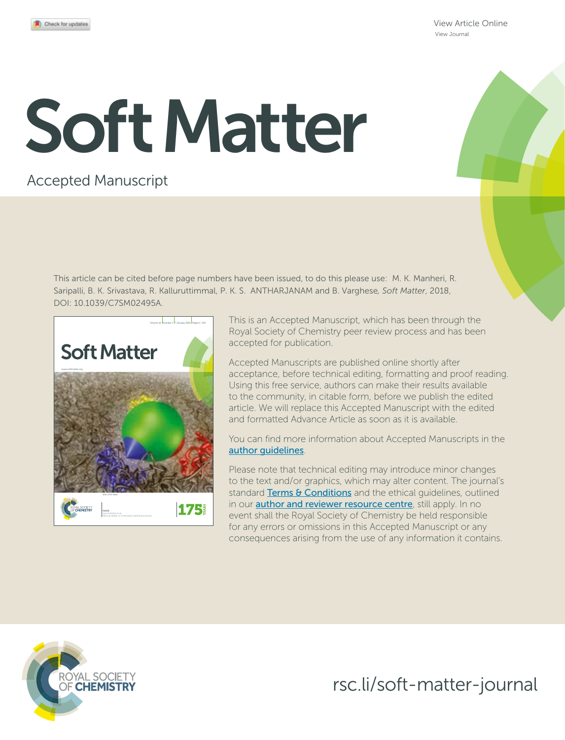View Article Online
View Journal

# Soft Matter

Accepted Manuscript

This article can be cited before page numbers have been issued, to do this please use: M. K. Manheri, R. Saripalli, B. K. Srivastava, R. Kalluruttimmal, P. K. S. ANTHARJANAM and B. Varghese, *Soft Matter*, 2018, DOI: 10.1039/C7SM02495A.

This is an Accepted Manuscript, which has been through the Royal Society of Chemistry peer review process and has been accepted for publication.

Accepted Manuscripts are published online shortly after acceptance, before technical editing, formatting and proof reading. Using this free service, authors can make their results available to the community, in citable form, before we publish the edited article. We will replace this Accepted Manuscript with the edited and formatted Advance Article as soon as it is available.

You can find more information about Accepted Manuscripts in the author guidelines.

Please note that technical editing may introduce minor changes to the text and/or graphics, which may alter content. The journal's standard Terms & Conditions and the ethical guidelines, outlined in our author and reviewer resource centre, still apply. In no event shall the Royal Society of Chemistry be held responsible for any errors or omissions in this Accepted Manuscript or any consequences arising from the use of any information it contains.

ROYAL SOCIETY OF CHEMISTRY

rsc.li/soft-matter-journal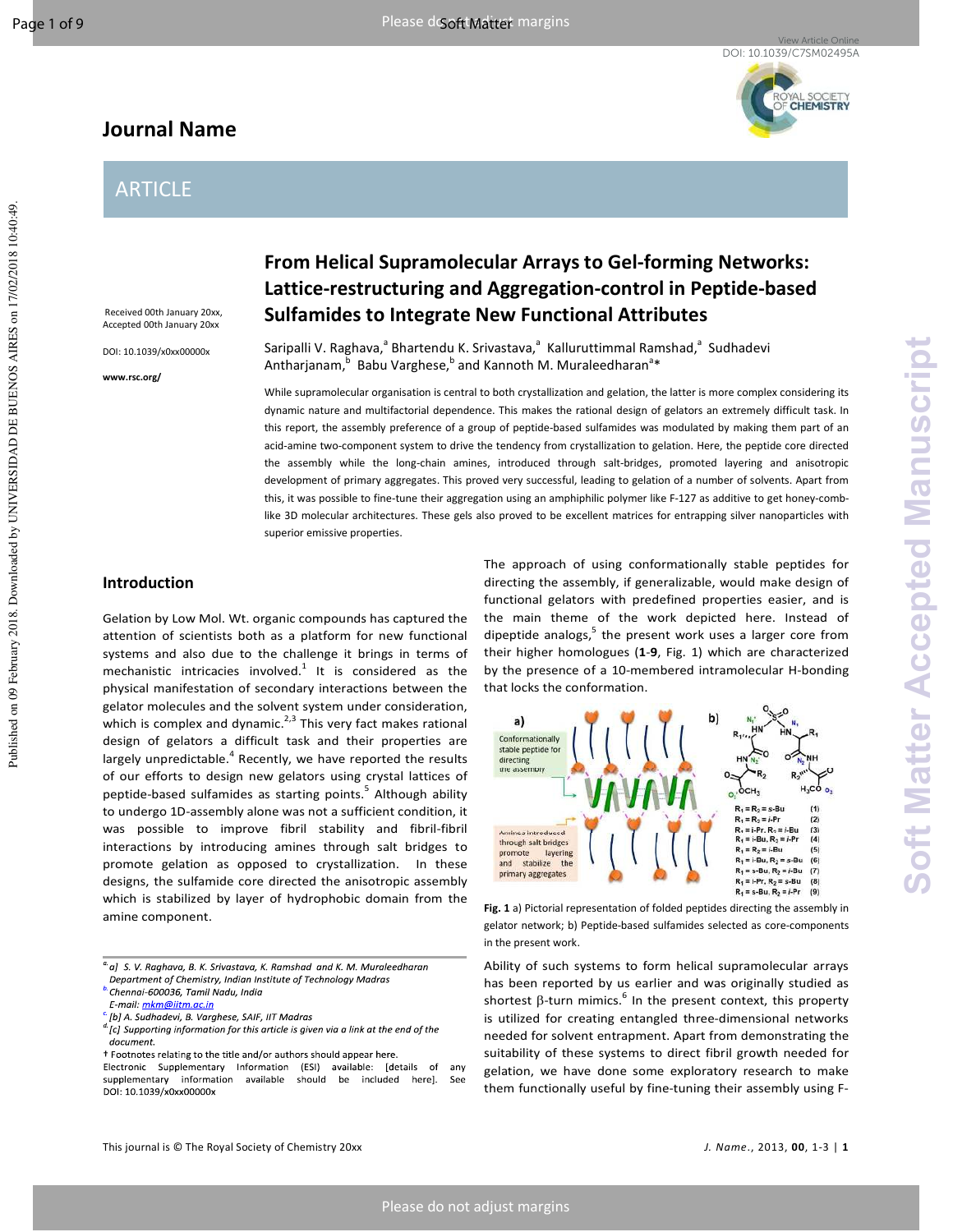# From Helical Supramolecular Arrays to Gel-forming Networks: Lattice-restructuring and Aggregation-control in Peptide-based Sulfamides to Integrate New Functional Attributes

Received 00th January 20xx, Accepted 00th January 20xx

DOI: 10.1039/x0xx00000x

www.rsc.org/

Saripalli V. Raghava,[a] Bhartendu K. Srivastava,[a] Kalluruttimmal Ramshad,[a] Sudhadevi Antharjanam,[b] Babu Varghese,[b] and Kannoth M. Muraleedharan[a]*

While supramolecular organisation is central to both crystallization and gelation, the latter is more complex considering its dynamic nature and multifactorial dependence. This makes the rational design of gelators an extremely difficult task. In this report, the assembly preference of a group of peptide-based sulfamides was modulated by making them part of an acid-amine two-component system to drive the tendency from crystallization to gelation. Here, the peptide core directed the assembly while the long-chain amines, introduced through salt-bridges, promoted layering and anisotropic development of primary aggregates. This proved very successful, leading to gelation of a number of solvents. Apart from this, it was possible to fine-tune their aggregation using an amphiphilic polymer like F-127 as additive to get honey-comb-like 3D molecular architectures. These gels also proved to be excellent matrices for entrapping silver nanoparticles with superior emissive properties.

## Introduction

Gelation by Low Mol. Wt. organic compounds has captured the attention of scientists both as a platform for new functional systems and also due to the challenge it brings in terms of mechanistic intricacies involved.[1] It is considered as the physical manifestation of secondary interactions between the gelator molecules and the solvent system under consideration, which is complex and dynamic.[2,3] This very fact makes rational design of gelators a difficult task and their properties are largely unpredictable.[4] Recently, we have reported the results of our efforts to design new gelators using crystal lattices of peptide-based sulfamides as starting points.[5] Although ability to undergo 1D-assembly alone was not a sufficient condition, it was possible to improve fibril stability and fibril-fibril interactions by introducing amines through salt bridges to promote gelation as opposed to crystallization. In these designs, the sulfamide core directed the anisotropic assembly which is stabilized by layer of hydrophobic domain from the amine component.

The approach of using conformationally stable peptides for directing the assembly, if generalizable, would make design of functional gelators with predefined properties easier, and is the main theme of the work depicted here. Instead of dipeptide analogs,[5] the present work uses a larger core from their higher homologues (**1**-**9**, Fig. 1) which are characterized by the presence of a 10-membered intramolecular H-bonding that locks the conformation.

**Fig. 1** a) Pictorial representation of folded peptides directing the assembly in gelator network; b) Peptide-based sulfamides selected as core-components in the present work.

Ability of such systems to form helical supramolecular arrays has been reported by us earlier and was originally studied as shortest β-turn mimics.[6] In the present context, this property is utilized for creating entangled three-dimensional networks needed for solvent entrapment. Apart from demonstrating the suitability of these systems to direct fibril growth needed for gelation, we have done some exploratory research to make them functionally useful by fine-tuning their assembly using F-

---

[a] S. V. Raghava, B. K. Srivastava, K. Ramshad and K. M. Muraleedharan Department of Chemistry, Indian Institute of Technology Madras

[b] Chennai-600036, Tamil Nadu, India E-mail: mkm@iitm.ac.in

[c] [b] A. Sudhadevi, B. Varghese, SAIF, IIT Madras

[d] [c] Supporting information for this article is given via a link at the end of the document.

† Footnotes relating to the title and/or authors should appear here.

Electronic Supplementary Information (ESI) available: [details of any supplementary information available should be included here]. See DOI: 10.1039/x0xx00000x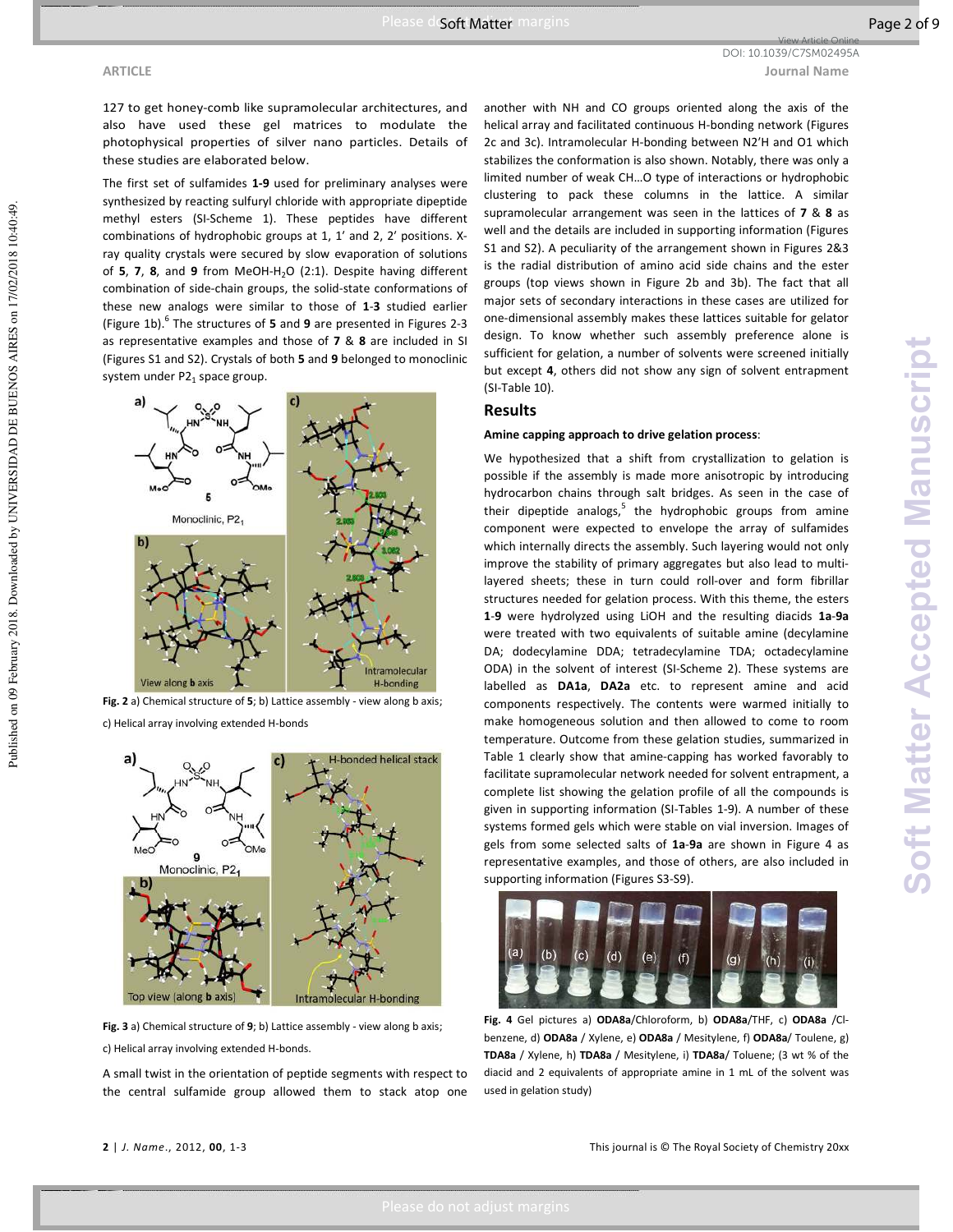127 to get honey-comb like supramolecular architectures, and also have used these gel matrices to modulate the photophysical properties of silver nano particles. Details of these studies are elaborated below.

The first set of sulfamides **1-9** used for preliminary analyses were synthesized by reacting sulfuryl chloride with appropriate dipeptide methyl esters (SI-Scheme 1). These peptides have different combinations of hydrophobic groups at 1, 1′ and 2, 2′ positions. X-ray quality crystals were secured by slow evaporation of solutions of **5**, **7**, **8**, and **9** from MeOH-$H_2O$ (2:1). Despite having different combination of side-chain groups, the solid-state conformations of these new analogs were similar to those of **1-3** studied earlier (Figure 1b).[6] The structures of **5** and **9** are presented in Figures 2-3 as representative examples and those of **7** & **8** are included in SI (Figures S1 and S2). Crystals of both **5** and **9** belonged to monoclinic system under $P2_1$ space group.

**Fig. 2** a) Chemical structure of **5**; b) Lattice assembly - view along b axis; c) Helical array involving extended H-bonds

**Fig. 3** a) Chemical structure of **9**; b) Lattice assembly - view along b axis; c) Helical array involving extended H-bonds.

A small twist in the orientation of peptide segments with respect to the central sulfamide group allowed them to stack atop one another with NH and CO groups oriented along the axis of the helical array and facilitated continuous H-bonding network (Figures 2c and 3c). Intramolecular H-bonding between N2′H and O1 which stabilizes the conformation is also shown. Notably, there was only a limited number of weak CH…O type of interactions or hydrophobic clustering to pack these columns in the lattice. A similar supramolecular arrangement was seen in the lattices of **7** & **8** as well and the details are included in supporting information (Figures S1 and S2). A peculiarity of the arrangement shown in Figures 2&3 is the radial distribution of amino acid side chains and the ester groups (top views shown in Figure 2b and 3b). The fact that all major sets of secondary interactions in these cases are utilized for one-dimensional assembly makes these lattices suitable for gelator design. To know whether such assembly preference alone is sufficient for gelation, a number of solvents were screened initially but except **4**, others did not show any sign of solvent entrapment (SI-Table 10).

## Results

**Amine capping approach to drive gelation process**:

We hypothesized that a shift from crystallization to gelation is possible if the assembly is made more anisotropic by introducing hydrocarbon chains through salt bridges. As seen in the case of their dipeptide analogs,[5] the hydrophobic groups from amine component were expected to envelope the array of sulfamides which internally directs the assembly. Such layering would not only improve the stability of primary aggregates but also lead to multi-layered sheets; these in turn could roll-over and form fibrillar structures needed for gelation process. With this theme, the esters **1-9** were hydrolyzed using LiOH and the resulting diacids **1a**-**9a** were treated with two equivalents of suitable amine (decylamine DA; dodecylamine DDA; tetradecylamine TDA; octadecylamine ODA) in the solvent of interest (SI-Scheme 2). These systems are labelled as **DA1a**, **DA2a** etc. to represent amine and acid components respectively. The contents were warmed initially to make homogeneous solution and then allowed to come to room temperature. Outcome from these gelation studies, summarized in Table 1 clearly show that amine-capping has worked favorably to facilitate supramolecular network needed for solvent entrapment, a complete list showing the gelation profile of all the compounds is given in supporting information (SI-Tables 1-9). A number of these systems formed gels which were stable on vial inversion. Images of gels from some selected salts of **1a**-**9a** are shown in Figure 4 as representative examples, and those of others, are also included in supporting information (Figures S3-S9).

**Fig. 4** Gel pictures a) **ODA8a**/Chloroform, b) **ODA8a**/THF, c) **ODA8a** /Cl-benzene, d) **ODA8a** / Xylene, e) **ODA8a** / Mesitylene, f) **ODA8a**/ Toulene, g) **TDA8a** / Xylene, h) **TDA8a** / Mesitylene, i) **TDA8a**/ Toluene; (3 wt % of the diacid and 2 equivalents of appropriate amine in 1 mL of the solvent was used in gelation study)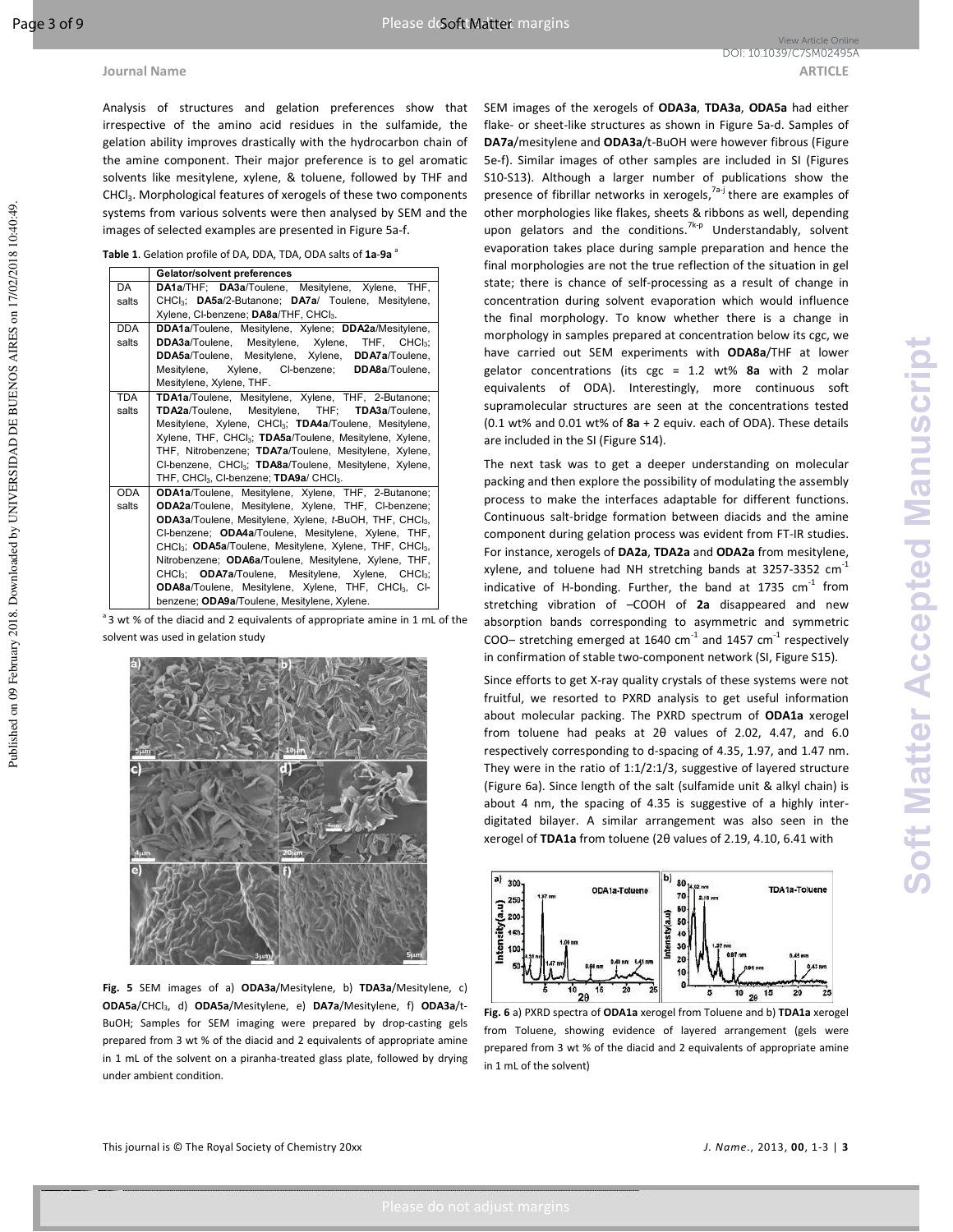Analysis of structures and gelation preferences show that irrespective of the amino acid residues in the sulfamide, the gelation ability improves drastically with the hydrocarbon chain of the amine component. Their major preference is to gel aromatic solvents like mesitylene, xylene, & toluene, followed by THF and $CHCl_3$. Morphological features of xerogels of these two components systems from various solvents were then analysed by SEM and the images of selected examples are presented in Figure 5a-f.

**Table 1**. Gelation profile of DA, DDA, TDA, ODA salts of **1a**-**9a** [a]

| | Gelator/solvent preferences |
|---|---|
| DA salts | **DA1a**/THF; **DA3a**/Toulene, Mesitylene, Xylene, THF, $CHCl_3$; **DA5a**/2-Butanone; **DA7a**/ Toulene, Mesitylene, Xylene, Cl-benzene; **DA8a**/THF, $CHCl_3$. |
| DDA salts | **DDA1a**/Toulene, Mesitylene, Xylene; **DDA2a**/Mesitylene, **DDA3a**/Toulene, Mesitylene, Xylene, THF, $CHCl_3$; **DDA5a**/Toulene, Mesitylene, Xylene, **DDA7a**/Toulene, Mesitylene, Xylene, Cl-benzene; **DDA8a**/Toulene, Mesitylene, Xylene, THF. |
| TDA salts | **TDA1a**/Toulene, Mesitylene, Xylene, THF, 2-Butanone; **TDA2a**/Toulene, Mesitylene, THF; **TDA3a**/Toulene, Mesitylene, Xylene, $CHCl_3$; **TDA4a**/Toulene, Mesitylene, Xylene, THF, $CHCl_3$; **TDA5a**/Toulene, Mesitylene, Xylene, THF, Nitrobenzene; **TDA7a**/Toulene, Mesitylene, Xylene, Cl-benzene, $CHCl_3$; **TDA8a**/Toulene, Mesitylene, Xylene, THF, $CHCl_3$, Cl-benzene; **TDA9a**/ $CHCl_3$. |
| ODA salts | **ODA1a**/Toulene, Mesitylene, Xylene, THF, 2-Butanone; **ODA2a**/Toulene, Mesitylene, Xylene, THF, Cl-benzene; **ODA3a**/Toulene, Mesitylene, Xylene, *t*-BuOH, THF, $CHCl_3$, Cl-benzene; **ODA4a**/Toulene, Mesitylene, Xylene, THF, $CHCl_3$; **ODA5a**/Toulene, Mesitylene, Xylene, THF, $CHCl_3$, Nitrobenzene; **ODA6a**/Toulene, Mesitylene, Xylene, THF, $CHCl_3$; **ODA7a**/Toulene, Mesitylene, Xylene, $CHCl_3$; **ODA8a**/Toulene, Mesitylene, Xylene, THF, $CHCl_3$, Cl-benzene; **ODA9a**/Toulene, Mesitylene, Xylene. |

[a] 3 wt % of the diacid and 2 equivalents of appropriate amine in 1 mL of the solvent was used in gelation study

**Fig. 5** SEM images of a) **ODA3a**/Mesitylene, b) **TDA3a**/Mesitylene, c) **ODA5a**/$CHCl_3$, d) **ODA5a**/Mesitylene, e) **DA7a**/Mesitylene, f) **ODA3a**/t-BuOH; Samples for SEM imaging were prepared by drop-casting gels prepared from 3 wt % of the diacid and 2 equivalents of appropriate amine in 1 mL of the solvent on a piranha-treated glass plate, followed by drying under ambient condition.

SEM images of the xerogels of **ODA3a**, **TDA3a**, **ODA5a** had either flake- or sheet-like structures as shown in Figure 5a-d. Samples of **DA7a**/mesitylene and **ODA3a**/t-BuOH were however fibrous (Figure 5e-f). Similar images of other samples are included in SI (Figures S10-S13). Although a larger number of publications show the presence of fibrillar networks in xerogels,[7a-j] there are examples of other morphologies like flakes, sheets & ribbons as well, depending upon gelators and the conditions.[7k-p] Understandably, solvent evaporation takes place during sample preparation and hence the final morphologies are not the true reflection of the situation in gel state; there is chance of self-processing as a result of change in concentration during solvent evaporation which would influence the final morphology. To know whether there is a change in morphology in samples prepared at concentration below its cgc, we have carried out SEM experiments with **ODA8a**/THF at lower gelator concentrations (its cgc = 1.2 wt% **8a** with 2 molar equivalents of ODA). Interestingly, more continuous soft supramolecular structures are seen at the concentrations tested (0.1 wt% and 0.01 wt% of **8a** + 2 equiv. each of ODA). These details are included in the SI (Figure S14).

The next task was to get a deeper understanding on molecular packing and then explore the possibility of modulating the assembly process to make the interfaces adaptable for different functions. Continuous salt-bridge formation between diacids and the amine component during gelation process was evident from FT-IR studies. For instance, xerogels of **DA2a**, **TDA2a** and **ODA2a** from mesitylene, xylene, and toluene had NH stretching bands at 3257-3352 $cm^{-1}$ indicative of H-bonding. Further, the band at 1735 $cm^{-1}$ from stretching vibration of –COOH of **2a** disappeared and new absorption bands corresponding to asymmetric and symmetric COO– stretching emerged at 1640 $cm^{-1}$ and 1457 $cm^{-1}$ respectively in confirmation of stable two-component network (SI, Figure S15).

Since efforts to get X-ray quality crystals of these systems were not fruitful, we resorted to PXRD analysis to get useful information about molecular packing. The PXRD spectrum of **ODA1a** xerogel from toluene had peaks at 2θ values of 2.02, 4.47, and 6.0 respectively corresponding to d-spacing of 4.35, 1.97, and 1.47 nm. They were in the ratio of 1:1/2:1/3, suggestive of layered structure (Figure 6a). Since length of the salt (sulfamide unit & alkyl chain) is about 4 nm, the spacing of 4.35 is suggestive of a highly inter-digitated bilayer. A similar arrangement was also seen in the xerogel of **TDA1a** from toluene (2θ values of 2.19, 4.10, 6.41 with

**Fig. 6** a) PXRD spectra of **ODA1a** xerogel from Toluene and b) **TDA1a** xerogel from Toluene, showing evidence of layered arrangement (gels were prepared from 3 wt % of the diacid and 2 equivalents of appropriate amine in 1 mL of the solvent)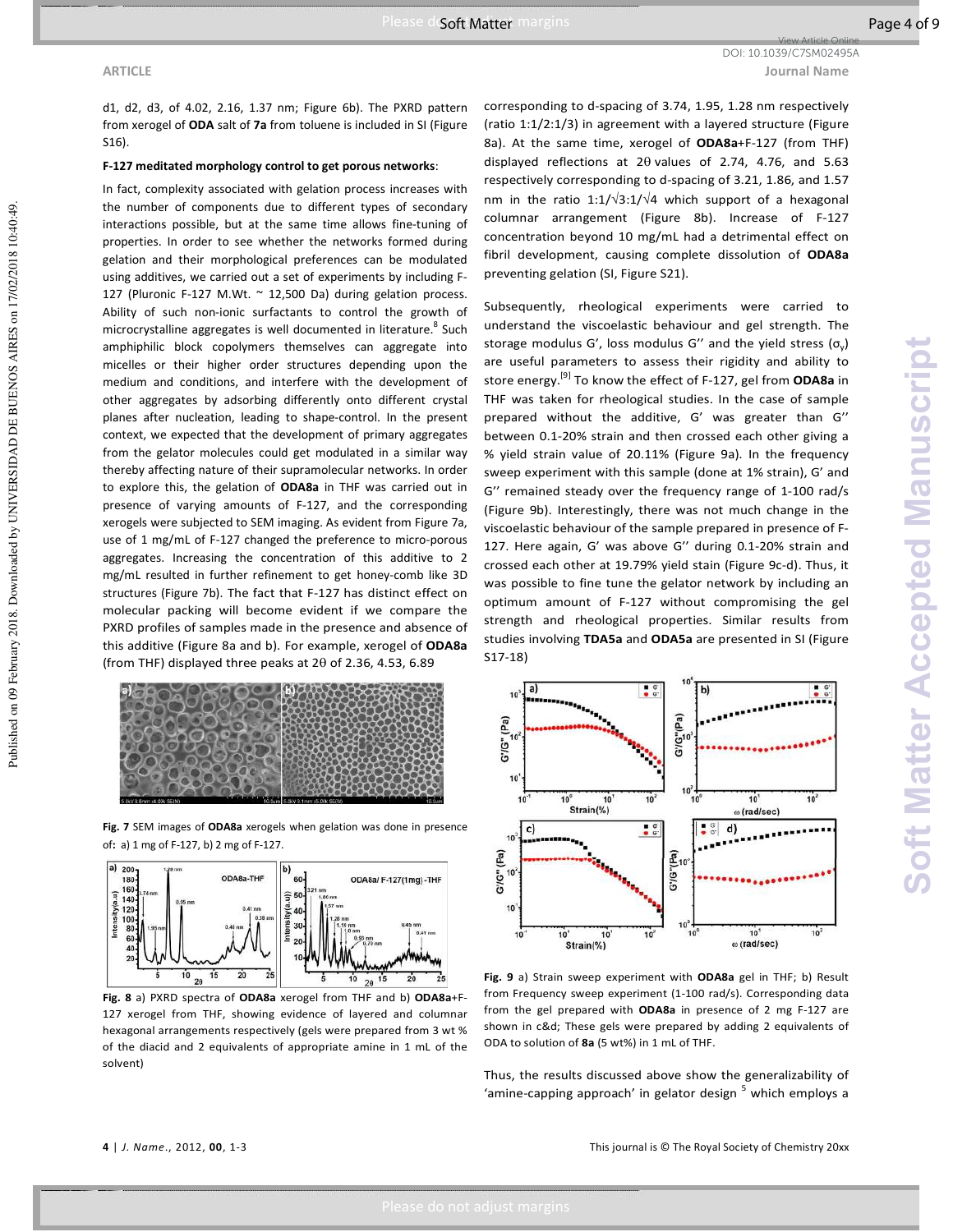d1, d2, d3, of 4.02, 2.16, 1.37 nm; Figure 6b). The PXRD pattern from xerogel of **ODA** salt of **7a** from toluene is included in SI (Figure S16).

**F-127 meditated morphology control to get porous networks**:

In fact, complexity associated with gelation process increases with the number of components due to different types of secondary interactions possible, but at the same time allows fine-tuning of properties. In order to see whether the networks formed during gelation and their morphological preferences can be modulated using additives, we carried out a set of experiments by including F-127 (Pluronic F-127 M.Wt. ~ 12,500 Da) during gelation process. Ability of such non-ionic surfactants to control the growth of microcrystalline aggregates is well documented in literature.[8] Such amphiphilic block copolymers themselves can aggregate into micelles or their higher order structures depending upon the medium and conditions, and interfere with the development of other aggregates by adsorbing differently onto different crystal planes after nucleation, leading to shape-control. In the present context, we expected that the development of primary aggregates from the gelator molecules could get modulated in a similar way thereby affecting nature of their supramolecular networks. In order to explore this, the gelation of **ODA8a** in THF was carried out in presence of varying amounts of F-127, and the corresponding xerogels were subjected to SEM imaging. As evident from Figure 7a, use of 1 mg/mL of F-127 changed the preference to micro-porous aggregates. Increasing the concentration of this additive to 2 mg/mL resulted in further refinement to get honey-comb like 3D structures (Figure 7b). The fact that F-127 has distinct effect on molecular packing will become evident if we compare the PXRD profiles of samples made in the presence and absence of this additive (Figure 8a and b). For example, xerogel of **ODA8a** (from THF) displayed three peaks at 2θ of 2.36, 4.53, 6.89

**Fig. 7** SEM images of **ODA8a** xerogels when gelation was done in presence of: a) 1 mg of F-127, b) 2 mg of F-127.

**Fig. 8** a) PXRD spectra of **ODA8a** xerogel from THF and b) **ODA8a**+F-127 xerogel from THF, showing evidence of layered and columnar hexagonal arrangements respectively (gels were prepared from 3 wt % of the diacid and 2 equivalents of appropriate amine in 1 mL of the solvent)

corresponding to d-spacing of 3.74, 1.95, 1.28 nm respectively (ratio 1:1/2:1/3) in agreement with a layered structure (Figure 8a). At the same time, xerogel of **ODA8a**+F-127 (from THF) displayed reflections at 2θ values of 2.74, 4.76, and 5.63 respectively corresponding to d-spacing of 3.21, 1.86, and 1.57 nm in the ratio $1:1/\sqrt{3}:1/\sqrt{4}$ which support of a hexagonal columnar arrangement (Figure 8b). Increase of F-127 concentration beyond 10 mg/mL had a detrimental effect on fibril development, causing complete dissolution of **ODA8a** preventing gelation (SI, Figure S21).

Subsequently, rheological experiments were carried to understand the viscoelastic behaviour and gel strength. The storage modulus G′, loss modulus G′′ and the yield stress ($\sigma_y$) are useful parameters to assess their rigidity and ability to store energy.[9] To know the effect of F-127, gel from **ODA8a** in THF was taken for rheological studies. In the case of sample prepared without the additive, G′ was greater than G′′ between 0.1-20% strain and then crossed each other giving a % yield strain value of 20.11% (Figure 9a). In the frequency sweep experiment with this sample (done at 1% strain), G′ and G′′ remained steady over the frequency range of 1-100 rad/s (Figure 9b). Interestingly, there was not much change in the viscoelastic behaviour of the sample prepared in presence of F-127. Here again, G′ was above G′′ during 0.1-20% strain and crossed each other at 19.79% yield stain (Figure 9c-d). Thus, it was possible to fine tune the gelator network by including an optimum amount of F-127 without compromising the gel strength and rheological properties. Similar results from studies involving **TDA5a** and **ODA5a** are presented in SI (Figure S17-18)

**Fig. 9** a) Strain sweep experiment with **ODA8a** gel in THF; b) Result from Frequency sweep experiment (1-100 rad/s). Corresponding data from the gel prepared with **ODA8a** in presence of 2 mg F-127 are shown in c&d; These gels were prepared by adding 2 equivalents of ODA to solution of **8a** (5 wt%) in 1 mL of THF.

Thus, the results discussed above show the generalizability of 'amine-capping approach' in gelator design [5] which employs a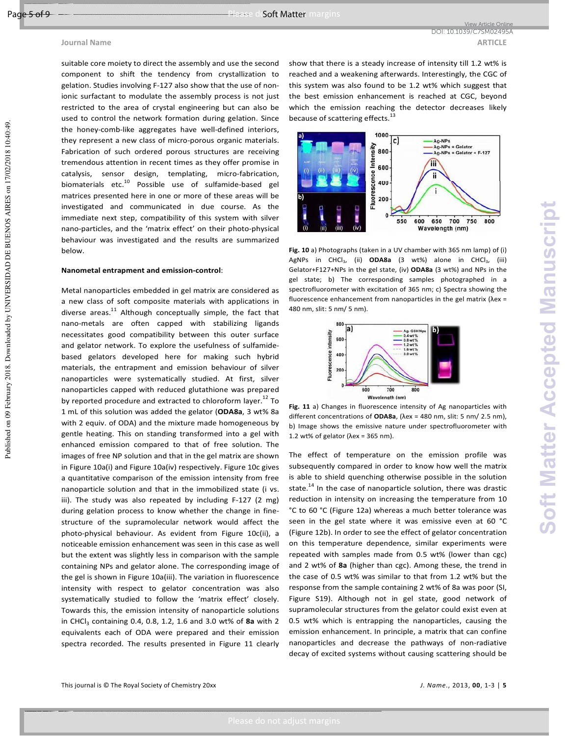suitable core moiety to direct the assembly and use the second component to shift the tendency from crystallization to gelation. Studies involving F-127 also show that the use of non-ionic surfactant to modulate the assembly process is not just restricted to the area of crystal engineering but can also be used to control the network formation during gelation. Since the honey-comb-like aggregates have well-defined interiors, they represent a new class of micro-porous organic materials. Fabrication of such ordered porous structures are receiving tremendous attention in recent times as they offer promise in catalysis, sensor design, templating, micro-fabrication, biomaterials etc.[10] Possible use of sulfamide-based gel matrices presented here in one or more of these areas will be investigated and communicated in due course. As the immediate next step, compatibility of this system with silver nano-particles, and the 'matrix effect' on their photo-physical behaviour was investigated and the results are summarized below.

**Nanometal entrapment and emission-control**:

Metal nanoparticles embedded in gel matrix are considered as a new class of soft composite materials with applications in diverse areas.[11] Although conceptually simple, the fact that nano-metals are often capped with stabilizing ligands necessitates good compatibility between this outer surface and gelator network. To explore the usefulness of sulfamide-based gelators developed here for making such hybrid materials, the entrapment and emission behaviour of silver nanoparticles were systematically studied. At first, silver nanoparticles capped with reduced glutathione was prepared by reported procedure and extracted to chloroform layer.[12] To 1 mL of this solution was added the gelator (**ODA8a**, 3 wt% 8a with 2 equiv. of ODA) and the mixture made homogeneous by gentle heating. This on standing transformed into a gel with enhanced emission compared to that of free solution. The images of free NP solution and that in the gel matrix are shown in Figure 10a(i) and Figure 10a(iv) respectively. Figure 10c gives a quantitative comparison of the emission intensity from free nanoparticle solution and that in the immobilized state (i vs. iii). The study was also repeated by including F-127 (2 mg) during gelation process to know whether the change in fine-structure of the supramolecular network would affect the photo-physical behaviour. As evident from Figure 10c(ii), a noticeable emission enhancement was seen in this case as well but the extent was slightly less in comparison with the sample containing NPs and gelator alone. The corresponding image of the gel is shown in Figure 10a(iii). The variation in fluorescence intensity with respect to gelator concentration was also systematically studied to follow the 'matrix effect' closely. Towards this, the emission intensity of nanoparticle solutions in $CHCl_3$ containing 0.4, 0.8, 1.2, 1.6 and 3.0 wt% of **8a** with 2 equivalents each of ODA were prepared and their emission spectra recorded. The results presented in Figure 11 clearly show that there is a steady increase of intensity till 1.2 wt% is reached and a weakening afterwards. Interestingly, the CGC of this system was also found to be 1.2 wt% which suggest that the best emission enhancement is reached at CGC, beyond which the emission reaching the detector decreases likely because of scattering effects.[13]

**Fig. 10** a) Photographs (taken in a UV chamber with 365 nm lamp) of (i) AgNPs in $CHCl_3$, (ii) **ODA8a** (3 wt%) alone in $CHCl_3$, (iii) Gelator+F127+NPs in the gel state, (iv) **ODA8a** (3 wt%) and NPs in the gel state; b) The corresponding samples photographed in a spectrofluorometer with excitation of 365 nm; c) Spectra showing the fluorescence enhancement from nanoparticles in the gel matrix ($\lambda$ex = 480 nm, slit: 5 nm/ 5 nm).

**Fig. 11** a) Changes in fluorescence intensity of Ag nanoparticles with different concentrations of **ODA8a**, ($\lambda$ex = 480 nm, slit: 5 nm/ 2.5 nm), b) Image shows the emissive nature under spectrofluorometer with 1.2 wt% of gelator ($\lambda$ex = 365 nm).

The effect of temperature on the emission profile was subsequently compared in order to know how well the matrix is able to shield quenching otherwise possible in the solution state.[14] In the case of nanoparticle solution, there was drastic reduction in intensity on increasing the temperature from 10 °C to 60 °C (Figure 12a) whereas a much better tolerance was seen in the gel state where it was emissive even at 60 °C (Figure 12b). In order to see the effect of gelator concentration on this temperature dependence, similar experiments were repeated with samples made from 0.5 wt% (lower than cgc) and 2 wt% of **8a** (higher than cgc). Among these, the trend in the case of 0.5 wt% was similar to that from 1.2 wt% but the response from the sample containing 2 wt% of 8a was poor (SI, Figure S19). Although not in gel state, good network of supramolecular structures from the gelator could exist even at 0.5 wt% which is entrapping the nanoparticles, causing the emission enhancement. In principle, a matrix that can confine nanoparticles and decrease the pathways of non-radiative decay of excited systems without causing scattering should be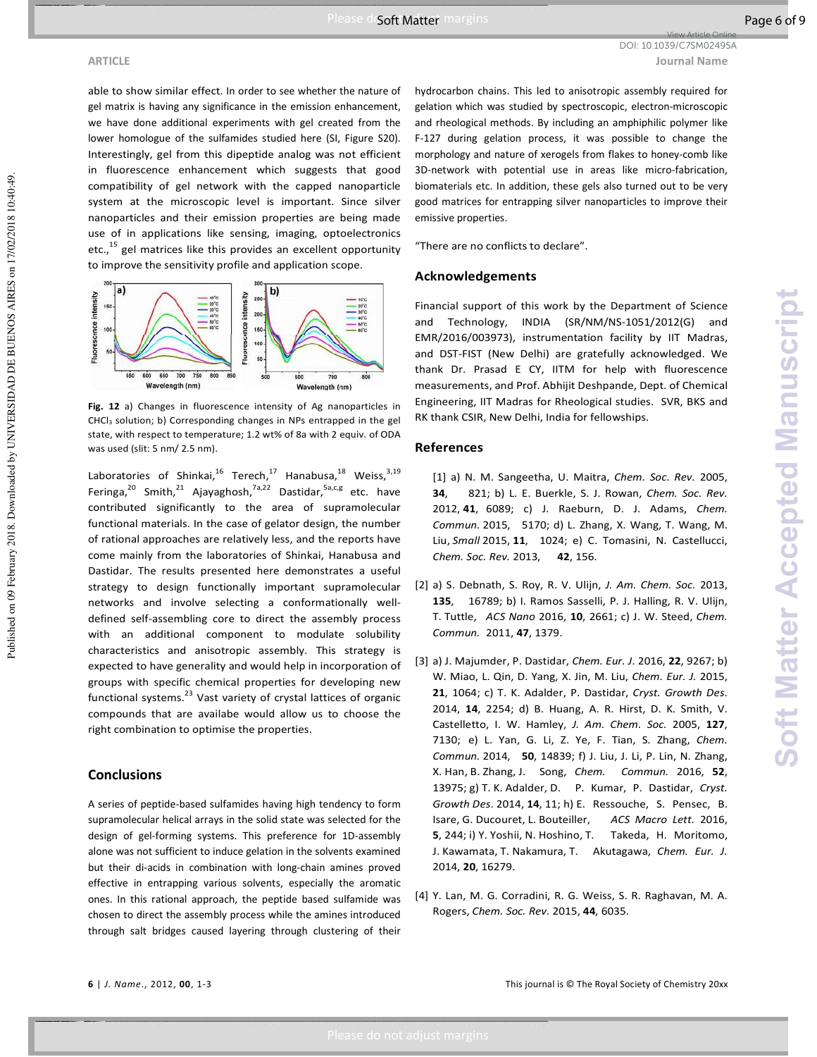able to show similar effect. In order to see whether the nature of gel matrix is having any significance in the emission enhancement, we have done additional experiments with gel created from the lower homologue of the sulfamides studied here (SI, Figure S20). Interestingly, gel from this dipeptide analog was not efficient in fluorescence enhancement which suggests that good compatibility of gel network with the capped nanoparticle system at the microscopic level is important. Since silver nanoparticles and their emission properties are being made use of in applications like sensing, imaging, optoelectronics etc.,[15] gel matrices like this provides an excellent opportunity to improve the sensitivity profile and application scope.

**Fig. 12** a) Changes in fluorescence intensity of Ag nanoparticles in $CHCl_3$ solution; b) Corresponding changes in NPs entrapped in the gel state, with respect to temperature; 1.2 wt% of 8a with 2 equiv. of ODA was used (slit: 5 nm/ 2.5 nm).

Laboratories of Shinkai,[16] Terech,[17] Hanabusa,[18] Weiss,[3,19] Feringa,[20] Smith,[21] Ajayaghosh,[7a,22] Dastidar,[5a,c,g] etc. have contributed significantly to the area of supramolecular functional materials. In the case of gelator design, the number of rational approaches are relatively less, and the reports have come mainly from the laboratories of Shinkai, Hanabusa and Dastidar. The results presented here demonstrates a useful strategy to design functionally important supramolecular networks and involve selecting a conformationally well-defined self-assembling core to direct the assembly process with an additional component to modulate solubility characteristics and anisotropic assembly. This strategy is expected to have generality and would help in incorporation of groups with specific chemical properties for developing new functional systems.[23] Vast variety of crystal lattices of organic compounds that are availabe would allow us to choose the right combination to optimise the properties.

## Conclusions

A series of peptide-based sulfamides having high tendency to form supramolecular helical arrays in the solid state was selected for the design of gel-forming systems. This preference for 1D-assembly alone was not sufficient to induce gelation in the solvents examined but their di-acids in combination with long-chain amines proved effective in entrapping various solvents, especially the aromatic ones. In this rational approach, the peptide based sulfamide was chosen to direct the assembly process while the amines introduced through salt bridges caused layering through clustering of their hydrocarbon chains. This led to anisotropic assembly required for gelation which was studied by spectroscopic, electron-microscopic and rheological methods. By including an amphiphilic polymer like F-127 during gelation process, it was possible to change the morphology and nature of xerogels from flakes to honey-comb like 3D-network with potential use in areas like micro-fabrication, biomaterials etc. In addition, these gels also turned out to be very good matrices for entrapping silver nanoparticles to improve their emissive properties.

"There are no conflicts to declare".

## Acknowledgements

Financial support of this work by the Department of Science and Technology, INDIA (SR/NM/NS-1051/2012(G) and EMR/2016/003973), instrumentation facility by IIT Madras, and DST-FIST (New Delhi) are gratefully acknowledged. We thank Dr. Prasad E CY, IITM for help with fluorescence measurements, and Prof. Abhijit Deshpande, Dept. of Chemical Engineering, IIT Madras for Rheological studies. SVR, BKS and RK thank CSIR, New Delhi, India for fellowships.

## References

[1] a) N. M. Sangeetha, U. Maitra, *Chem. Soc. Rev.* 2005, **34**, 821; b) L. E. Buerkle, S. J. Rowan, *Chem. Soc. Rev.* 2012, **41**, 6089; c) J. Raeburn, D. J. Adams, *Chem. Commun.* 2015, 5170; d) L. Zhang, X. Wang, T. Wang, M. Liu, *Small* 2015, **11**, 1024; e) C. Tomasini, N. Castellucci, *Chem. Soc. Rev.* 2013, **42**, 156.

[2] a) S. Debnath, S. Roy, R. V. Ulijn, *J. Am. Chem. Soc.* 2013, **135**, 16789; b) I. Ramos Sasselli, P. J. Halling, R. V. Ulijn, T. Tuttle, *ACS Nano* 2016, **10**, 2661; c) J. W. Steed, *Chem. Commun.* 2011, **47**, 1379.

[3] a) J. Majumder, P. Dastidar, *Chem. Eur. J.* 2016, **22**, 9267; b) W. Miao, L. Qin, D. Yang, X. Jin, M. Liu, *Chem. Eur. J.* 2015, **21**, 1064; c) T. K. Adalder, P. Dastidar, *Cryst. Growth Des.* 2014, **14**, 2254; d) B. Huang, A. R. Hirst, D. K. Smith, V. Castelletto, I. W. Hamley, *J. Am. Chem. Soc.* 2005, **127**, 7130; e) L. Yan, G. Li, Z. Ye, F. Tian, S. Zhang, *Chem. Commun.* 2014, **50**, 14839; f) J. Liu, J. Li, P. Lin, N. Zhang, X. Han, B. Zhang, J. Song, *Chem. Commun.* 2016, **52**, 13975; g) T. K. Adalder, D. P. Kumar, P. Dastidar, *Cryst. Growth Des.* 2014, **14**, 11; h) E. Ressouche, S. Pensec, B. Isare, G. Ducouret, L. Bouteiller, *ACS Macro Lett.* 2016, **5**, 244; i) Y. Yoshii, N. Hoshino, T. Takeda, H. Moritomo, J. Kawamata, T. Nakamura, T. Akutagawa, *Chem. Eur. J.* 2014, **20**, 16279.

[4] Y. Lan, M. G. Corradini, R. G. Weiss, S. R. Raghavan, M. A. Rogers, *Chem. Soc. Rev.* 2015, **44**, 6035.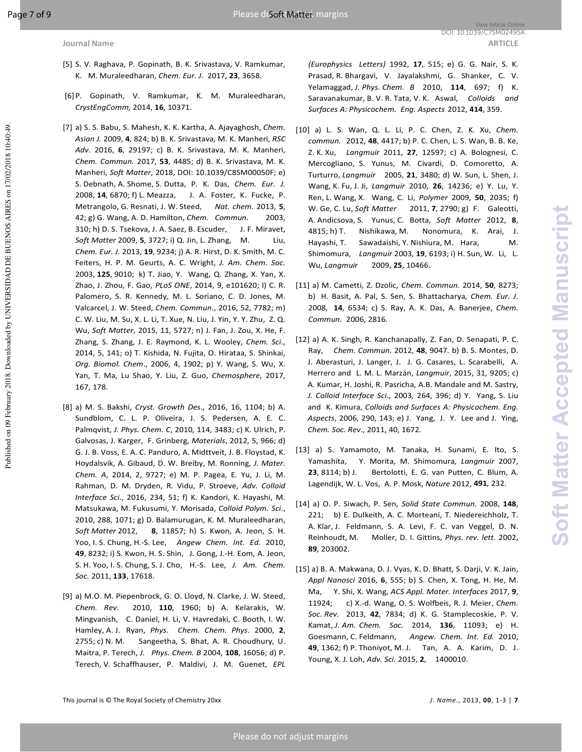[5] S. V. Raghava, P. Gopinath, B. K. Srivastava, V. Ramkumar, K. M. Muraleedharan, *Chem. Eur. J.* 2017, **23**, 3658.

[6] P. Gopinath, V. Ramkumar, K. M. Muraleedharan, *CrystEngComm,* 2014, **16**, 10371.

[7] a) S. S. Babu, S. Mahesh, K. K. Kartha, A. Ajayaghosh, *Chem. Asian J.* 2009, **4**, 824; b) B. K. Srivastava, M. K. Manheri, *RSC Adv.* 2016, **6**, 29197; c) B. K. Srivastava, M. K. Manheri, *Chem. Commun.* 2017, **53**, 4485; d) B. K. Srivastava, M. K. Manheri, *Soft Matter*, 2018, DOI: 10.1039/C8SM00050F; e) S. Debnath, A. Shome, S. Dutta, P. K. Das, *Chem. Eur. J.* 2008, **14**, 6870; f) L. Meazza, J. A. Foster, K. Fucke, P. Metrangolo, G. Resnati, J. W. Steed, *Nat. chem.* 2013, **5**, 42; g) G. Wang, A. D. Hamilton, *Chem. Commun*. 2003, 310; h) D. S. Tsekova, J. A. Saez, B. Escuder, J. F. Miravet, *Soft Matter* 2009, **5**, 3727; i) Q. Jin, L. Zhang, M. Liu, *Chem. Eur. J.* 2013, **19**, 9234; j) A. R. Hirst, D. K. Smith, M. C. Feiters, H. P. M. Geurts, A. C. Wright, *J. Am. Chem. Soc.* 2003, **125**, 9010; k) T. Jiao, Y. Wang, Q. Zhang, X. Yan, X. Zhao, J. Zhou, F. Gao, *PLoS ONE*, 2014, 9, e101620; l) C. R. Palomero, S. R. Kennedy, M. L. Soriano, C. D. Jones, M. Valcarcel, J. W. Steed, *Chem. Commun*., 2016, 52, 7782; m) C. W. Liu, M. Su, X. L. Li, T. Xue, N. Liu, J. Yin, Y. Y. Zhu, Z. Q. Wu, *Soft Matter*, 2015, 11, 5727; n) J. Fan, J. Zou, X. He, F. Zhang, S. Zhang, J. E. Raymond, K. L. Wooley, *Chem. Sci*., 2014, 5, 141; o) T. Kishida, N. Fujita, O. Hirataa, S. Shinkai, *Org. Biomol. Chem*., 2006, 4, 1902; p) Y. Wang, S. Wu, X. Yan, T. Ma, Lu Shao, Y. Liu, Z. Guo, *Chemosphere*, 2017, 167, 178.

[8] a) M. S. Bakshi, *Cryst. Growth Des*., 2016, 16, 1104; b) A. Sundblom, C. L. P. Oliveira, J. S. Pedersen, A. E. C. Palmqvist, *J. Phys. Chem. C*, 2010, 114, 3483; c) K. Ulrich, P. Galvosas, J. Karger, F. Grinberg, *Materials*, 2012, 5, 966; d) G. J. B. Voss, E. A. C. Panduro, A. Midttveit, J. B. Floystad, K. Hoydalsvik, A. Gibaud, D. W. Breiby, M. Ronning, *J. Mater. Chem. A*, 2014, 2, 9727; e) M. P. Pagea, E. Yu, J. Li, M. Rahman, D. M. Dryden, R. Vidu, P. Stroeve, *Adv. Colloid Interface Sci*., 2016, 234, 51; f) K. Kandori, K. Hayashi, M. Matsukawa, M. Fukusumi, Y. Morisada, *Colloid Polym. Sci*., 2010, 288, 1071; g) D. Balamurugan, K. M. Muraleedharan, *Soft Matter* 2012, **8**, 11857; h) S. Kwon, A. Jeon, S. H. Yoo, I. S. Chung, H.-S. Lee, *Angew Chem. Int. Ed.* 2010, **49**, 8232; i) S. Kwon, H. S. Shin, J. Gong, J.-H. Eom, A. Jeon, S. H. Yoo, I. S. Chung, S. J. Cho, H.-S. Lee, *J. Am. Chem. Soc.* 2011, **133**, 17618.

[9] a) M.O. M. Piepenbrock, G. O. Lloyd, N. Clarke, J. W. Steed, *Chem. Rev*. 2010, **110**, 1960; b) A. Kelarakis, W. Mingvanish, C. Daniel, H. Li, V. Havredaki, C. Booth, I. W. Hamley, A. J. Ryan, *Phys. Chem. Chem. Phys*. 2000, **2**, 2755; c) N. M. Sangeetha, S. Bhat, A. R. Choudhury, U. Maitra, P. Terech, *J. Phys. Chem. B* 2004, **108**, 16056; d) P. Terech, V. Schaffhauser, P. Maldivi, J. M. Guenet, *EPL (Europhysics Letters)* 1992, **17**, 515; e) G. G. Nair, S. K. Prasad, R. Bhargavi, V. Jayalakshmi, G. Shanker, C. V. Yelamaggad, *J. Phys. Chem. B* 2010, **114**, 697; f) K. Saravanakumar, B. V. R. Tata, V. K. Aswal, *Colloids and Surfaces A: Physicochem. Eng. Aspects* 2012, **414**, 359.

[10] a) L. S. Wan, Q. L. Li, P. C. Chen, Z. K. Xu, *Chem. commun.* 2012, **48**, 4417; b) P. C. Chen, L. S. Wan, B. B. Ke, Z. K. Xu, *Langmuir* 2011, **27**, 12597; c) A. Bolognesi, C. Mercogliano, S. Yunus, M. Civardi, D. Comoretto, A. Turturro, *Langmuir* 2005, **21**, 3480; d) W. Sun, L. Shen, J. Wang, K. Fu, J. Ji, *Langmuir* 2010, **26**, 14236; e) Y. Lu, Y. Ren, L. Wang, X. Wang, C. Li, *Polymer* 2009, **50**, 2035; f) W. Ge, C. Lu, *Soft Matter* 2011, **7**, 2790; g) F. Galeotti, A. Andicsova, S. Yunus, C. Botta, *Soft Matter* 2012, **8**, 4815; h) T. Nishikawa, M. Nonomura, K. Arai, J. Hayashi, T. Sawadaishi, Y. Nishiura, M. Hara, M. Shimomura, *Langmuir* 2003, **19**, 6193; i) H. Sun, W. Li, L. Wu, *Langmuir* 2009, **25**, 10466.

[11] a) M. Cametti, Z. Dzolic, *Chem. Commun.* 2014, **50**, 8273; b) H. Basit, A. Pal, S. Sen, S. Bhattacharya, *Chem. Eur. J.* 2008, **14**, 6534; c) S. Ray, A. K. Das, A. Banerjee, *Chem. Commun.* 2006, 2816.

[12] a) A. K. Singh, R. Kanchanapally, Z. Fan, D. Senapati, P. C. Ray, *Chem. Commun.* 2012, **48**, 9047. b) B. S. Montes, D. J. Aberasturi, J. Langer, J. J. G. Casares, L. Scarabelli, A. Herrero and L. M. L. Marzán, *Langmuir*, 2015, 31, 9205; c) A. Kumar, H. Joshi, R. Pasricha, A.B. Mandale and M. Sastry, *J. Colloid Interface Sci*., 2003, 264, 396; d) Y. Yang, S. Liu and K. Kimura, *Colloids and Surfaces A: Physicochem. Eng. Aspects*, 2006, 290, 143; e) J. Yang, J. Y. Lee and J. Ying, *Chem. Soc. Rev*., 2011, 40, 1672.

[13] a) S. Yamamoto, M. Tanaka, H. Sunami, E. Ito, S. Yamashita, Y. Morita, M. Shimomura, *Langmuir* 2007, **23**, 8114; b) J. Bertolotti, E. G. van Putten, C. Blum, A. Lagendijk, W. L. Vos, A. P. Mosk, *Nature* 2012, **491**, 232.

[14] a) O. P. Siwach, P. Sen, *Solid State Commun.* 2008, **148**, 221; b) E. Dulkeith, A. C. Morteani, T. Niedereichholz, T. A. Klar, J. Feldmann, S. A. Levi, F. C. van Veggel, D. N. Reinhoudt, M. Moller, D. I. Gittins, *Phys. rev. lett.* 2002, **89**, 203002.

[15] a) B. A. Makwana, D. J. Vyas, K. D. Bhatt, S. Darji, V. K. Jain, *Appl Nanosci* 2016, **6**, 555; b) S. Chen, X. Tong, H. He, M. Ma, Y. Shi, X. Wang, *ACS Appl. Mater. Interfaces* 2017, **9**, 11924; c) X.-d. Wang, O. S. Wolfbeis, R. J. Meier, *Chem. Soc. Rev.* 2013, **42**, 7834; d) K. G. Stamplecoskie, P. V. Kamat, *J. Am. Chem. Soc.* 2014, **136**, 11093; e) H. Goesmann, C. Feldmann, *Angew. Chem. Int. Ed.* 2010, **49**, 1362; f) P. Thoniyot, M. J. Tan, A. A. Karim, D. J. Young, X. J. Loh, *Adv. Sci.* 2015, **2**, 1400010.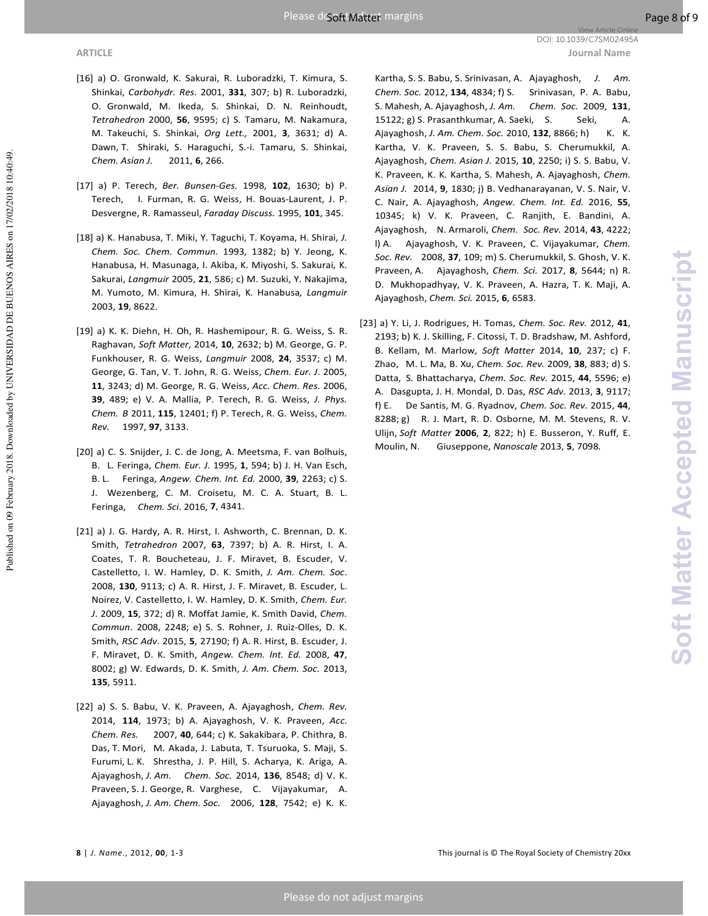[16] a) O. Gronwald, K. Sakurai, R. Luboradzki, T. Kimura, S. Shinkai, *Carbohydr. Res*. 2001, **331**, 307; b) R. Luboradzki, O. Gronwald, M. Ikeda, S. Shinkai, D. N. Reinhoudt, *Tetrahedron* 2000, **56**, 9595; c) S. Tamaru, M. Nakamura, M. Takeuchi, S. Shinkai, *Org Lett.,* 2001, **3**, 3631; d) A. Dawn, T. Shiraki, S. Haraguchi, S.-i. Tamaru, S. Shinkai, *Chem. Asian J.* 2011, **6**, 266.

[17] a) P. Terech, *Ber. Bunsen-Ges.* 1998, **102**, 1630; b) P. Terech, I. Furman, R. G. Weiss, H. Bouas-Laurent, J. P. Desvergne, R. Ramasseul, *Faraday Discuss.* 1995, **101**, 345.

[18] a) K. Hanabusa, T. Miki, Y. Taguchi, T. Koyama, H. Shirai, *J. Chem. Soc. Chem. Commun.* 1993, 1382; b) Y. Jeong, K. Hanabusa, H. Masunaga, I. Akiba, K. Miyoshi, S. Sakurai, K. Sakurai, *Langmuir* 2005, **21**, 586; c) M. Suzuki, Y. Nakajima, M. Yumoto, M. Kimura, H. Shirai, K. Hanabusa*, Langmuir* 2003, **19**, 8622.

[19] a) K. K. Diehn, H. Oh, R. Hashemipour, R. G. Weiss, S. R. Raghavan, *Soft Matter*, 2014, **10**, 2632; b) M. George, G. P. Funkhouser, R. G. Weiss, *Langmuir* 2008, **24**, 3537; c) M. George, G. Tan, V. T. John, R. G. Weiss, *Chem. Eur. J*. 2005, **11**, 3243; d) M. George, R. G. Weiss, *Acc. Chem. Res*. 2006, **39**, 489; e) V. A. Mallia, P. Terech, R. G. Weiss, *J. Phys. Chem. B* 2011, **115**, 12401; f) P. Terech, R. G. Weiss, *Chem. Rev.* 1997, **97**, 3133.

[20] a) C. S. Snijder, J. C. de Jong, A. Meetsma, F. van Bolhuis, B. L. Feringa, *Chem. Eur. J.* 1995, **1**, 594; b) J. H. Van Esch, B. L. Feringa, *Angew. Chem. Int. Ed.* 2000, **39**, 2263; c) S. J. Wezenberg, C. M. Croisetu, M. C. A. Stuart, B. L. Feringa, *Chem. Sci*. 2016, **7**, 4341.

[21] a) J. G. Hardy, A. R. Hirst, I. Ashworth, C. Brennan, D. K. Smith, *Tetrahedron* 2007, **63**, 7397; b) A. R. Hirst, I. A. Coates, T. R. Boucheteau, J. F. Miravet, B. Escuder, V. Castelletto, I. W. Hamley, D. K. Smith, *J. Am. Chem. Soc*. 2008, **130**, 9113; c) A. R. Hirst, J. F. Miravet, B. Escuder, L. Noirez, V. Castelletto, I. W. Hamley, D. K. Smith, *Chem. Eur. J*. 2009, **15**, 372; d) R. Moffat Jamie, K. Smith David, *Chem. Commun*. 2008, 2248; e) S. S. Rohner, J. Ruiz-Olles, D. K. Smith, *RSC Adv*. 2015, **5**, 27190; f) A. R. Hirst, B. Escuder, J. F. Miravet, D. K. Smith, *Angew. Chem. Int. Ed.* 2008, **47**, 8002; g) W. Edwards, D. K. Smith, *J. Am. Chem. Soc*. 2013, **135**, 5911.

[22] a) S. S. Babu, V. K. Praveen, A. Ajayaghosh, *Chem. Rev.* 2014, **114**, 1973; b) A. Ajayaghosh, V. K. Praveen, *Acc. Chem. Res.* 2007, **40**, 644; c) K. Sakakibara, P. Chithra, B. Das, T. Mori, M. Akada, J. Labuta, T. Tsuruoka, S. Maji, S. Furumi, L. K. Shrestha, J. P. Hill, S. Acharya, K. Ariga, A. Ajayaghosh, *J. Am. Chem. Soc.* 2014, **136**, 8548; d) V. K. Praveen, S. J. George, R. Varghese, C. Vijayakumar, A. Ajayaghosh, *J. Am. Chem. Soc.* 2006, **128**, 7542; e) K. K. Kartha, S. S. Babu, S. Srinivasan, A. Ajayaghosh, *J. Am. Chem. Soc.* 2012, **134**, 4834; f) S. Srinivasan, P. A. Babu, S. Mahesh, A. Ajayaghosh, *J. Am. Chem. Soc.* 2009, **131**, 15122; g) S. Prasanthkumar, A. Saeki, S. Seki, A. Ajayaghosh, *J. Am. Chem. Soc*. 2010, **132**, 8866; h) K. K. Kartha, V. K. Praveen, S. S. Babu, S. Cherumukkil, A. Ajayaghosh, *Chem. Asian J.* 2015, **10**, 2250; i) S. S. Babu, V. K. Praveen, K. K. Kartha, S. Mahesh, A. Ajayaghosh, *Chem. Asian J.* 2014, **9**, 1830; j) B. Vedhanarayanan, V. S. Nair, V. C. Nair, A. Ajayaghosh, *Angew. Chem. Int. Ed.* 2016, **55**, 10345; k) V. K. Praveen, C. Ranjith, E. Bandini, A. Ajayaghosh, N. Armaroli, *Chem. Soc. Rev.* 2014, **43**, 4222; l) A. Ajayaghosh, V. K. Praveen, C. Vijayakumar, *Chem. Soc. Rev*. 2008, **37**, 109; m) S. Cherumukkil, S. Ghosh, V. K. Praveen, A. Ajayaghosh, *Chem. Sci*. 2017, **8**, 5644; n) R. D. Mukhopadhyay, V. K. Praveen, A. Hazra, T. K. Maji, A. Ajayaghosh, *Chem. Sci.* 2015, **6**, 6583.

[23] a) Y. Li, J. Rodrigues, H. Tomas, *Chem. Soc. Rev.* 2012, **41**, 2193; b) K. J. Skilling, F. Citossi, T. D. Bradshaw, M. Ashford, B. Kellam, M. Marlow, *Soft Matter* 2014, **10**, 237; c) F. Zhao, M. L. Ma, B. Xu, *Chem. Soc. Rev.* 2009, **38**, 883; d) S. Datta, S. Bhattacharya, *Chem. Soc. Rev.* 2015, **44**, 5596; e) A. Dasgupta, J. H. Mondal, D. Das, *RSC Adv.* 2013, **3**, 9117; f) E. De Santis, M. G. Ryadnov, *Chem. Soc. Rev*. 2015, **44**, 8288; g) R. J. Mart, R. D. Osborne, M. M. Stevens, R. V. Ulijn, *Soft Matter* **2006**, **2**, 822; h) E. Busseron, Y. Ruff, E. Moulin, N. Giuseppone, *Nanoscale* 2013, **5**, 7098.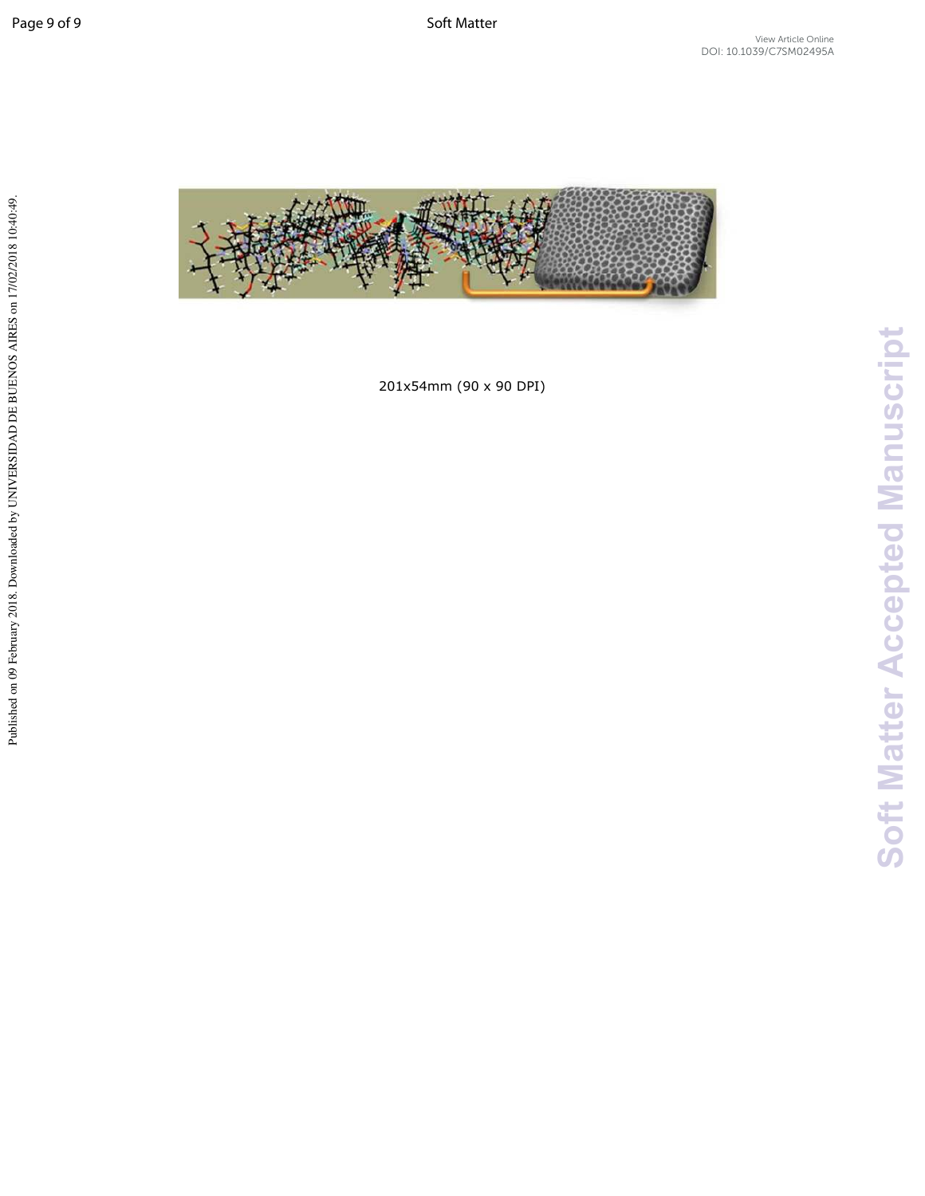201x54mm (90 x 90 DPI)